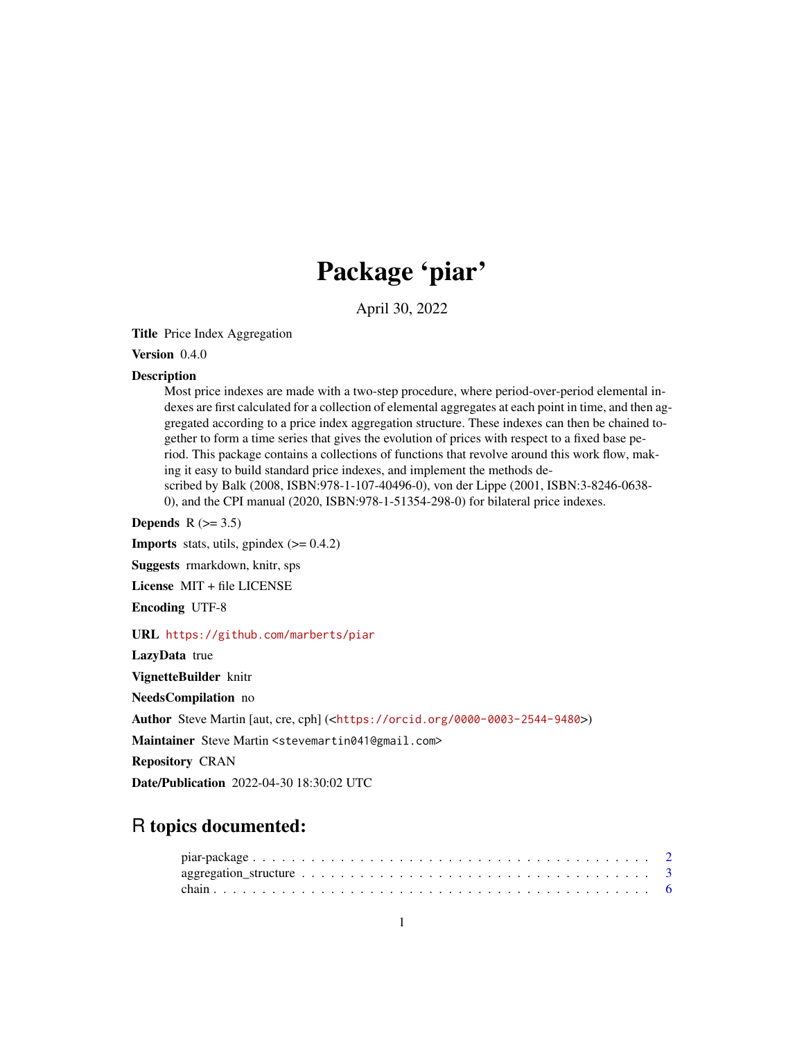# Package 'piar'

April 30, 2022

**Title** Price Index Aggregation

**Version** 0.4.0

**Description** Most price indexes are made with a two-step procedure, where period-over-period elemental indexes are first calculated for a collection of elemental aggregates at each point in time, and then aggregated according to a price index aggregation structure. These indexes can then be chained together to form a time series that gives the evolution of prices with respect to a fixed base period. This package contains a collections of functions that revolve around this work flow, making it easy to build standard price indexes, and implement the methods described by Balk (2008, ISBN:978-1-107-40496-0), von der Lippe (2001, ISBN:3-8246-0638-0), and the CPI manual (2020, ISBN:978-1-51354-298-0) for bilateral price indexes.

**Depends** R (>= 3.5)

**Imports** stats, utils, gpindex (>= 0.4.2)

**Suggests** rmarkdown, knitr, sps

**License** MIT + file LICENSE

**Encoding** UTF-8

**URL** https://github.com/marberts/piar

**LazyData** true

**VignetteBuilder** knitr

**NeedsCompilation** no

**Author** Steve Martin [aut, cre, cph] (<https://orcid.org/0000-0003-2544-9480>)

**Maintainer** Steve Martin <stevemartin041@gmail.com>

**Repository** CRAN

**Date/Publication** 2022-04-30 18:30:02 UTC

## R topics documented:

piar-package . . . . . . . . . . . . . . . . . . . . . . . . . . . . . . . . . . . . . . . . 2
aggregation_structure . . . . . . . . . . . . . . . . . . . . . . . . . . . . . . . . . . . 3
chain . . . . . . . . . . . . . . . . . . . . . . . . . . . . . . . . . . . . . . . . . . . . 6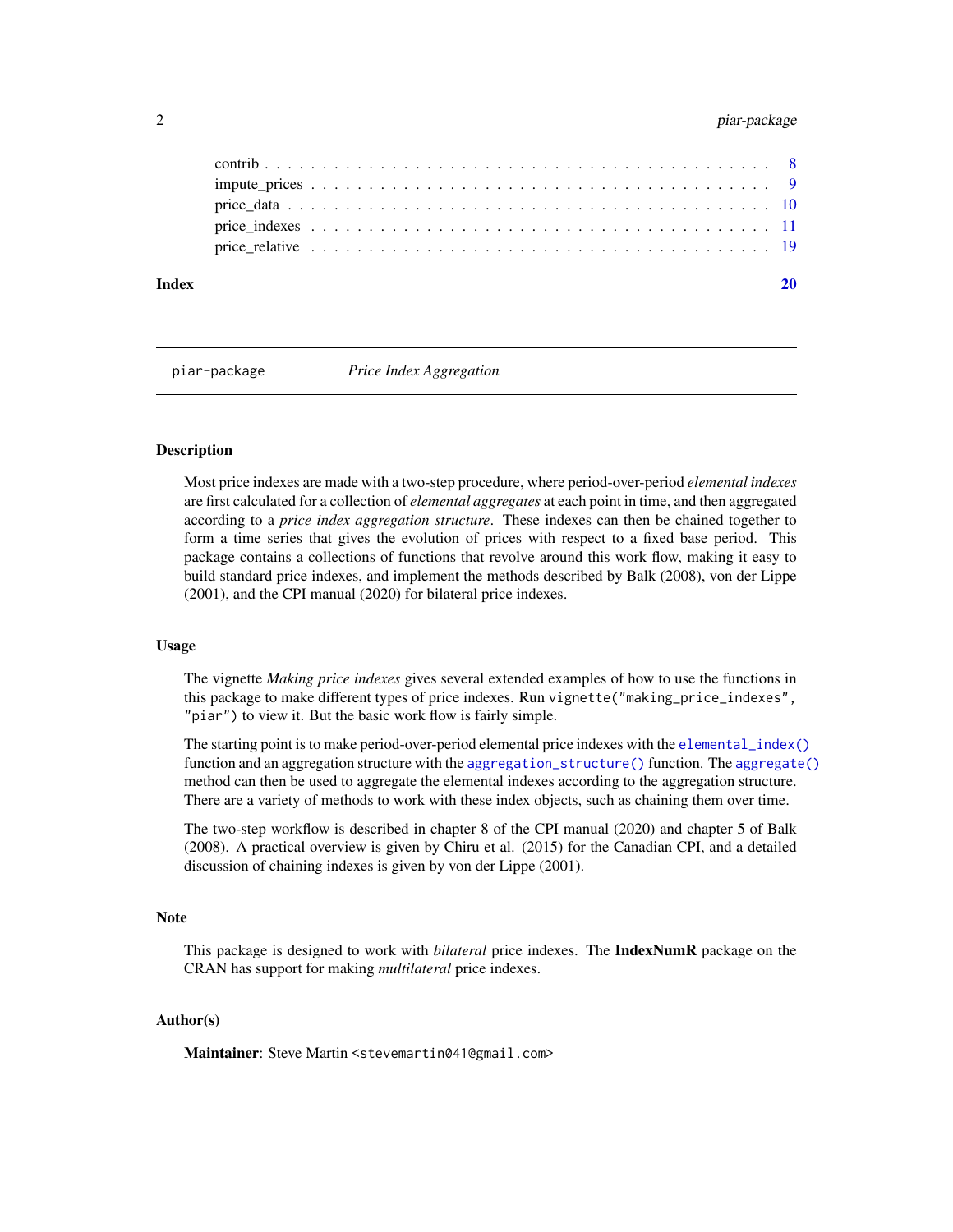contrib . . . . . . . . . . . . . . . . . . . . . . . . . . . . . . . . . . . . . . . . 8
impute_prices . . . . . . . . . . . . . . . . . . . . . . . . . . . . . . . . . . . . . 9
price_data . . . . . . . . . . . . . . . . . . . . . . . . . . . . . . . . . . . . . . . 10
price_indexes . . . . . . . . . . . . . . . . . . . . . . . . . . . . . . . . . . . . . 11
price_relative . . . . . . . . . . . . . . . . . . . . . . . . . . . . . . . . . . . . . 19

**Index** **20**

---

`piar-package` *Price Index Aggregation*

---

## Description

Most price indexes are made with a two-step procedure, where period-over-period *elemental indexes* are first calculated for a collection of *elemental aggregates* at each point in time, and then aggregated according to a *price index aggregation structure*. These indexes can then be chained together to form a time series that gives the evolution of prices with respect to a fixed base period. This package contains a collections of functions that revolve around this work flow, making it easy to build standard price indexes, and implement the methods described by Balk (2008), von der Lippe (2001), and the CPI manual (2020) for bilateral price indexes.

## Usage

The vignette *Making price indexes* gives several extended examples of how to use the functions in this package to make different types of price indexes. Run `vignette("making_price_indexes", "piar")` to view it. But the basic work flow is fairly simple.

The starting point is to make period-over-period elemental price indexes with the `elemental_index()` function and an aggregation structure with the `aggregation_structure()` function. The `aggregate()` method can then be used to aggregate the elemental indexes according to the aggregation structure. There are a variety of methods to work with these index objects, such as chaining them over time.

The two-step workflow is described in chapter 8 of the CPI manual (2020) and chapter 5 of Balk (2008). A practical overview is given by Chiru et al. (2015) for the Canadian CPI, and a detailed discussion of chaining indexes is given by von der Lippe (2001).

## Note

This package is designed to work with *bilateral* price indexes. The **IndexNumR** package on the CRAN has support for making *multilateral* price indexes.

## Author(s)

**Maintainer**: Steve Martin <stevemartin041@gmail.com>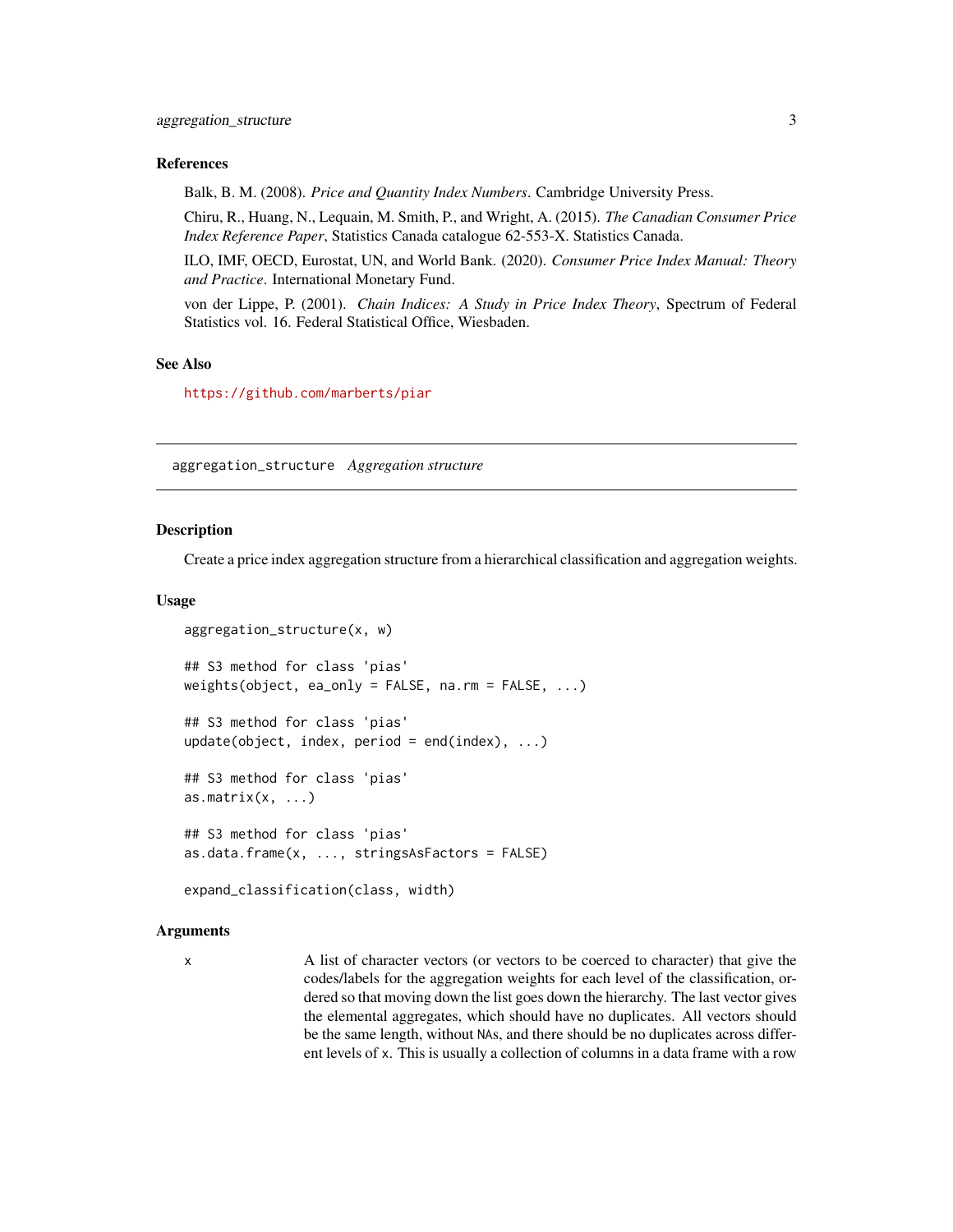### References

Balk, B. M. (2008). *Price and Quantity Index Numbers*. Cambridge University Press.

Chiru, R., Huang, N., Lequain, M. Smith, P., and Wright, A. (2015). *The Canadian Consumer Price Index Reference Paper*, Statistics Canada catalogue 62-553-X. Statistics Canada.

ILO, IMF, OECD, Eurostat, UN, and World Bank. (2020). *Consumer Price Index Manual: Theory and Practice*. International Monetary Fund.

von der Lippe, P. (2001). *Chain Indices: A Study in Price Index Theory*, Spectrum of Federal Statistics vol. 16. Federal Statistical Office, Wiesbaden.

### See Also

https://github.com/marberts/piar

---

## aggregation_structure *Aggregation structure*

---

### Description

Create a price index aggregation structure from a hierarchical classification and aggregation weights.

### Usage

```
aggregation_structure(x, w)

## S3 method for class 'pias'
weights(object, ea_only = FALSE, na.rm = FALSE, ...)

## S3 method for class 'pias'
update(object, index, period = end(index), ...)

## S3 method for class 'pias'
as.matrix(x, ...)

## S3 method for class 'pias'
as.data.frame(x, ..., stringsAsFactors = FALSE)

expand_classification(class, width)
```

### Arguments

`x` A list of character vectors (or vectors to be coerced to character) that give the codes/labels for the aggregation weights for each level of the classification, ordered so that moving down the list goes down the hierarchy. The last vector gives the elemental aggregates, which should have no duplicates. All vectors should be the same length, without `NA`s, and there should be no duplicates across different levels of `x`. This is usually a collection of columns in a data frame with a row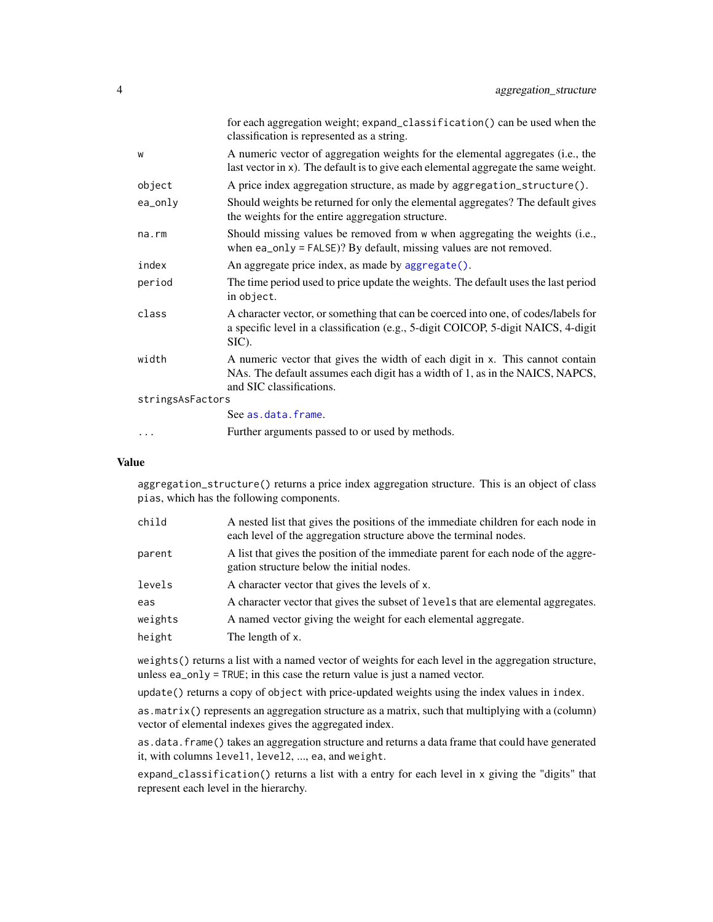| | |
|---|---|
| | for each aggregation weight; `expand_classification()` can be used when the classification is represented as a string. |
| `w` | A numeric vector of aggregation weights for the elemental aggregates (i.e., the last vector in `x`). The default is to give each elemental aggregate the same weight. |
| `object` | A price index aggregation structure, as made by `aggregation_structure()`. |
| `ea_only` | Should weights be returned for only the elemental aggregates? The default gives the weights for the entire aggregation structure. |
| `na.rm` | Should missing values be removed from `w` when aggregating the weights (i.e., when `ea_only = FALSE`)? By default, missing values are not removed. |
| `index` | An aggregate price index, as made by `aggregate()`. |
| `period` | The time period used to price update the weights. The default uses the last period in `object`. |
| `class` | A character vector, or something that can be coerced into one, of codes/labels for a specific level in a classification (e.g., 5-digit COICOP, 5-digit NAICS, 4-digit SIC). |
| `width` | A numeric vector that gives the width of each digit in `x`. This cannot contain NAs. The default assumes each digit has a width of 1, as in the NAICS, NAPCS, and SIC classifications. |
| `stringsAsFactors` | See `as.data.frame`. |
| `...` | Further arguments passed to or used by methods. |

## Value

`aggregation_structure()` returns a price index aggregation structure. This is an object of class `pias`, which has the following components.

| | |
|---|---|
| `child` | A nested list that gives the positions of the immediate children for each node in each level of the aggregation structure above the terminal nodes. |
| `parent` | A list that gives the position of the immediate parent for each node of the aggregation structure below the initial nodes. |
| `levels` | A character vector that gives the levels of `x`. |
| `eas` | A character vector that gives the subset of `levels` that are elemental aggregates. |
| `weights` | A named vector giving the weight for each elemental aggregate. |
| `height` | The length of `x`. |

`weights()` returns a list with a named vector of weights for each level in the aggregation structure, unless `ea_only = TRUE`; in this case the return value is just a named vector.

`update()` returns a copy of `object` with price-updated weights using the index values in `index`.

`as.matrix()` represents an aggregation structure as a matrix, such that multiplying with a (column) vector of elemental indexes gives the aggregated index.

`as.data.frame()` takes an aggregation structure and returns a data frame that could have generated it, with columns `level1`, `level2`, ..., `ea`, and `weight`.

`expand_classification()` returns a list with a entry for each level in `x` giving the "digits" that represent each level in the hierarchy.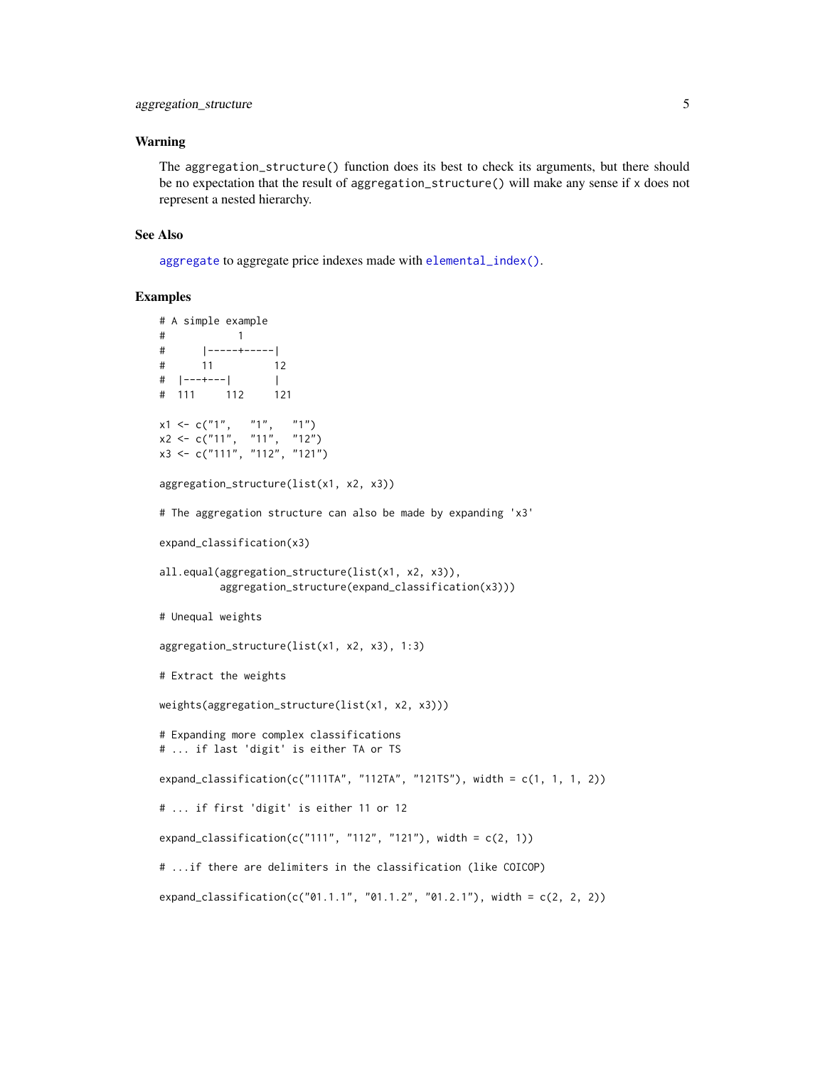## Warning

The `aggregation_structure()` function does its best to check its arguments, but there should be no expectation that the result of `aggregation_structure()` will make any sense if x does not represent a nested hierarchy.

## See Also

`aggregate` to aggregate price indexes made with `elemental_index()`.

## Examples

```
# A simple example
#            1
#      |-----+-----|
#      11          12
#  |---+---|       |
#  111     112     121

x1 <- c("1",   "1",   "1")
x2 <- c("11",  "11",  "12")
x3 <- c("111", "112", "121")

aggregation_structure(list(x1, x2, x3))

# The aggregation structure can also be made by expanding 'x3'

expand_classification(x3)

all.equal(aggregation_structure(list(x1, x2, x3)),
          aggregation_structure(expand_classification(x3)))

# Unequal weights

aggregation_structure(list(x1, x2, x3), 1:3)

# Extract the weights

weights(aggregation_structure(list(x1, x2, x3)))

# Expanding more complex classifications
# ... if last 'digit' is either TA or TS

expand_classification(c("111TA", "112TA", "121TS"), width = c(1, 1, 1, 2))

# ... if first 'digit' is either 11 or 12

expand_classification(c("111", "112", "121"), width = c(2, 1))

# ...if there are delimiters in the classification (like COICOP)

expand_classification(c("01.1.1", "01.1.2", "01.2.1"), width = c(2, 2, 2))
```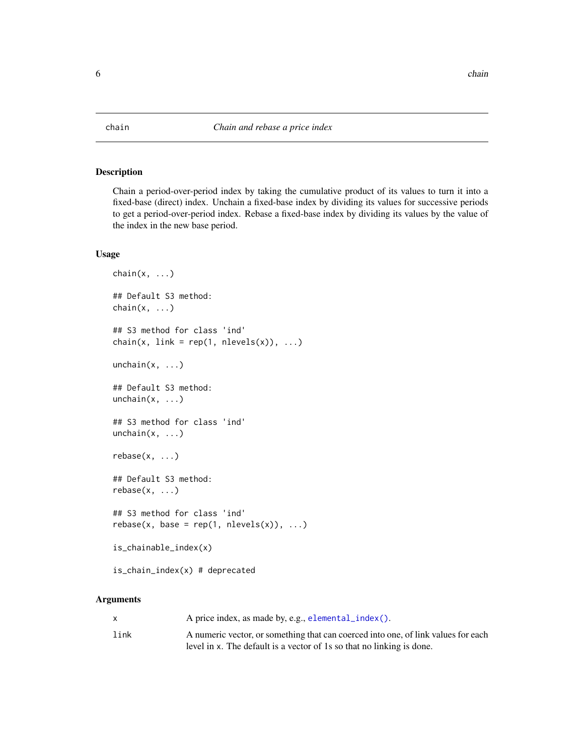## chain — *Chain and rebase a price index*

### Description

Chain a period-over-period index by taking the cumulative product of its values to turn it into a fixed-base (direct) index. Unchain a fixed-base index by dividing its values for successive periods to get a period-over-period index. Rebase a fixed-base index by dividing its values by the value of the index in the new base period.

### Usage

```
chain(x, ...)

## Default S3 method:
chain(x, ...)

## S3 method for class 'ind'
chain(x, link = rep(1, nlevels(x)), ...)

unchain(x, ...)

## Default S3 method:
unchain(x, ...)

## S3 method for class 'ind'
unchain(x, ...)

rebase(x, ...)

## Default S3 method:
rebase(x, ...)

## S3 method for class 'ind'
rebase(x, base = rep(1, nlevels(x)), ...)

is_chainable_index(x)

is_chain_index(x) # deprecated
```

### Arguments

| | |
|---|---|
| `x` | A price index, as made by, e.g., `elemental_index()`. |
| `link` | A numeric vector, or something that can coerced into one, of link values for each level in `x`. The default is a vector of 1s so that no linking is done. |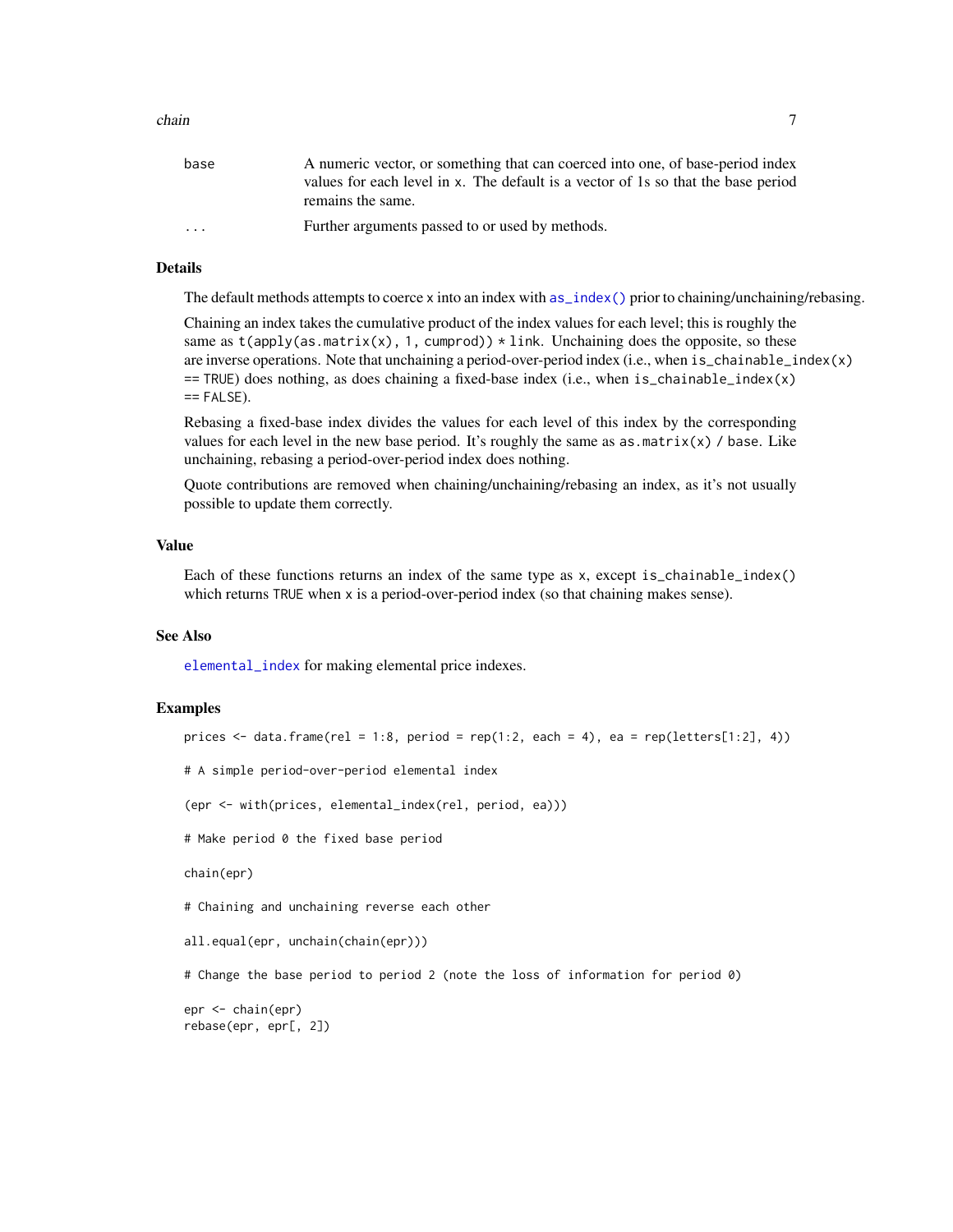| | |
|---|---|
| `base` | A numeric vector, or something that can coerced into one, of base-period index values for each level in x. The default is a vector of 1s so that the base period remains the same. |
| `...` | Further arguments passed to or used by methods. |

## Details

The default methods attempts to coerce x into an index with `as_index()` prior to chaining/unchaining/rebasing.

Chaining an index takes the cumulative product of the index values for each level; this is roughly the same as `t(apply(as.matrix(x), 1, cumprod)) * link`. Unchaining does the opposite, so these are inverse operations. Note that unchaining a period-over-period index (i.e., when `is_chainable_index(x) == TRUE`) does nothing, as does chaining a fixed-base index (i.e., when `is_chainable_index(x) == FALSE`).

Rebasing a fixed-base index divides the values for each level of this index by the corresponding values for each level in the new base period. It's roughly the same as `as.matrix(x) / base`. Like unchaining, rebasing a period-over-period index does nothing.

Quote contributions are removed when chaining/unchaining/rebasing an index, as it's not usually possible to update them correctly.

## Value

Each of these functions returns an index of the same type as x, except `is_chainable_index()` which returns TRUE when x is a period-over-period index (so that chaining makes sense).

## See Also

`elemental_index` for making elemental price indexes.

## Examples

```
prices <- data.frame(rel = 1:8, period = rep(1:2, each = 4), ea = rep(letters[1:2], 4))

# A simple period-over-period elemental index

(epr <- with(prices, elemental_index(rel, period, ea)))

# Make period 0 the fixed base period

chain(epr)

# Chaining and unchaining reverse each other

all.equal(epr, unchain(chain(epr)))

# Change the base period to period 2 (note the loss of information for period 0)

epr <- chain(epr)
rebase(epr, epr[, 2])
```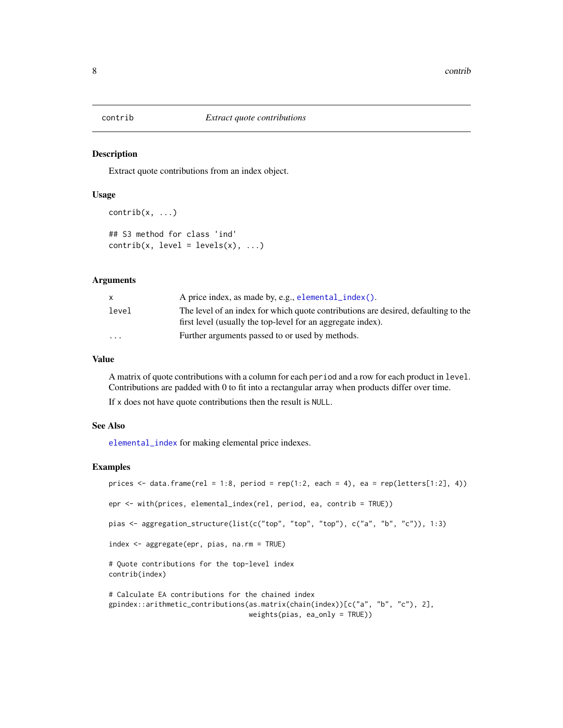## contrib — *Extract quote contributions*

### Description

Extract quote contributions from an index object.

### Usage

```
contrib(x, ...)

## S3 method for class 'ind'
contrib(x, level = levels(x), ...)
```

### Arguments

| | |
|---|---|
| x | A price index, as made by, e.g., elemental_index(). |
| level | The level of an index for which quote contributions are desired, defaulting to the first level (usually the top-level for an aggregate index). |
| ... | Further arguments passed to or used by methods. |

### Value

A matrix of quote contributions with a column for each `period` and a row for each product in `level`. Contributions are padded with 0 to fit into a rectangular array when products differ over time.

If `x` does not have quote contributions then the result is `NULL`.

### See Also

elemental_index for making elemental price indexes.

### Examples

```
prices <- data.frame(rel = 1:8, period = rep(1:2, each = 4), ea = rep(letters[1:2], 4))

epr <- with(prices, elemental_index(rel, period, ea, contrib = TRUE))

pias <- aggregation_structure(list(c("top", "top", "top"), c("a", "b", "c")), 1:3)

index <- aggregate(epr, pias, na.rm = TRUE)

# Quote contributions for the top-level index
contrib(index)

# Calculate EA contributions for the chained index
gpindex::arithmetic_contributions(as.matrix(chain(index))[c("a", "b", "c"), 2],
                                  weights(pias, ea_only = TRUE))
```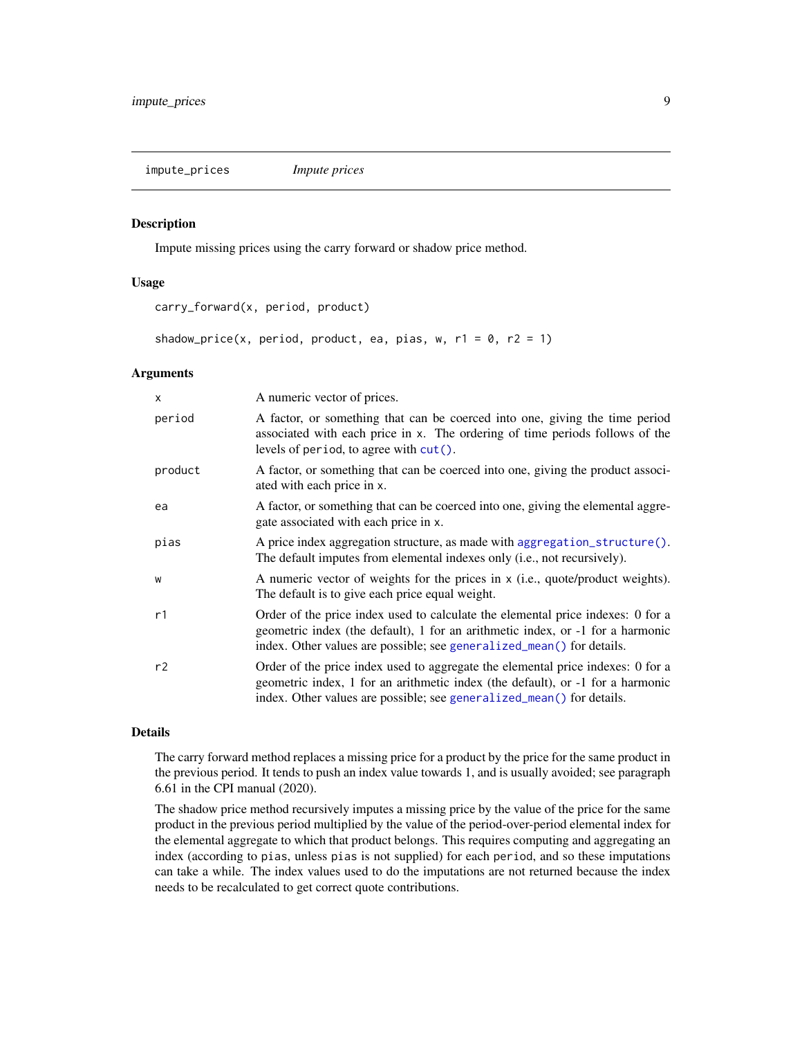## impute_prices — *Impute prices*

### Description

Impute missing prices using the carry forward or shadow price method.

### Usage

```
carry_forward(x, period, product)

shadow_price(x, period, product, ea, pias, w, r1 = 0, r2 = 1)
```

### Arguments

| Argument | Description |
|---|---|
| `x` | A numeric vector of prices. |
| `period` | A factor, or something that can be coerced into one, giving the time period associated with each price in `x`. The ordering of time periods follows of the levels of `period`, to agree with `cut()`. |
| `product` | A factor, or something that can be coerced into one, giving the product associated with each price in `x`. |
| `ea` | A factor, or something that can be coerced into one, giving the elemental aggregate associated with each price in `x`. |
| `pias` | A price index aggregation structure, as made with `aggregation_structure()`. The default imputes from elemental indexes only (i.e., not recursively). |
| `w` | A numeric vector of weights for the prices in `x` (i.e., quote/product weights). The default is to give each price equal weight. |
| `r1` | Order of the price index used to calculate the elemental price indexes: 0 for a geometric index (the default), 1 for an arithmetic index, or -1 for a harmonic index. Other values are possible; see `generalized_mean()` for details. |
| `r2` | Order of the price index used to aggregate the elemental price indexes: 0 for a geometric index, 1 for an arithmetic index (the default), or -1 for a harmonic index. Other values are possible; see `generalized_mean()` for details. |

### Details

The carry forward method replaces a missing price for a product by the price for the same product in the previous period. It tends to push an index value towards 1, and is usually avoided; see paragraph 6.61 in the CPI manual (2020).

The shadow price method recursively imputes a missing price by the value of the price for the same product in the previous period multiplied by the value of the period-over-period elemental index for the elemental aggregate to which that product belongs. This requires computing and aggregating an index (according to `pias`, unless `pias` is not supplied) for each `period`, and so these imputations can take a while. The index values used to do the imputations are not returned because the index needs to be recalculated to get correct quote contributions.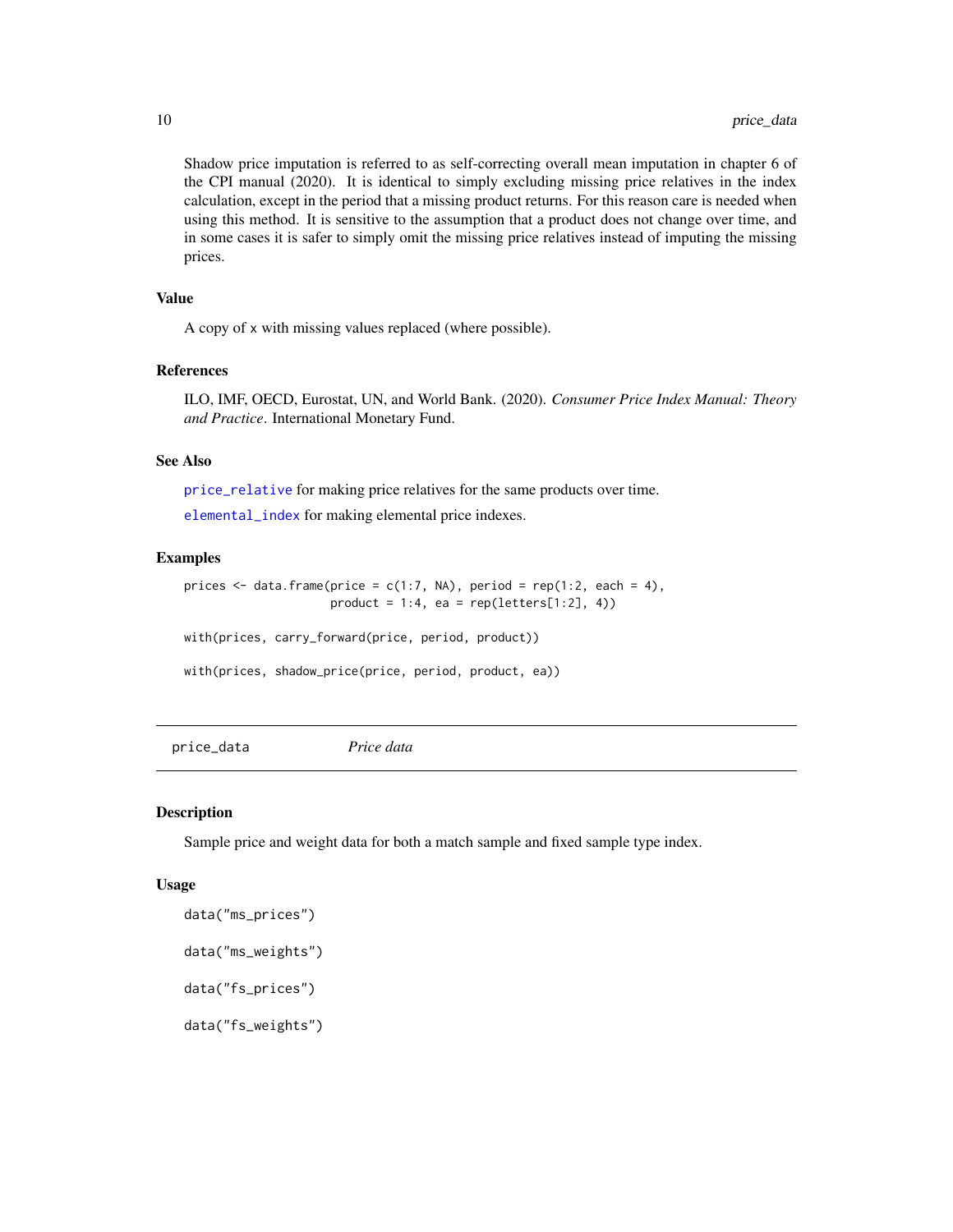Shadow price imputation is referred to as self-correcting overall mean imputation in chapter 6 of the CPI manual (2020). It is identical to simply excluding missing price relatives in the index calculation, except in the period that a missing product returns. For this reason care is needed when using this method. It is sensitive to the assumption that a product does not change over time, and in some cases it is safer to simply omit the missing price relatives instead of imputing the missing prices.

### Value

A copy of `x` with missing values replaced (where possible).

### References

ILO, IMF, OECD, Eurostat, UN, and World Bank. (2020). *Consumer Price Index Manual: Theory and Practice*. International Monetary Fund.

### See Also

`price_relative` for making price relatives for the same products over time.

`elemental_index` for making elemental price indexes.

### Examples

```
prices <- data.frame(price = c(1:7, NA), period = rep(1:2, each = 4),
                     product = 1:4, ea = rep(letters[1:2], 4))

with(prices, carry_forward(price, period, product))

with(prices, shadow_price(price, period, product, ea))
```

## price_data *Price data*

### Description

Sample price and weight data for both a match sample and fixed sample type index.

### Usage

```
data("ms_prices")

data("ms_weights")

data("fs_prices")

data("fs_weights")
```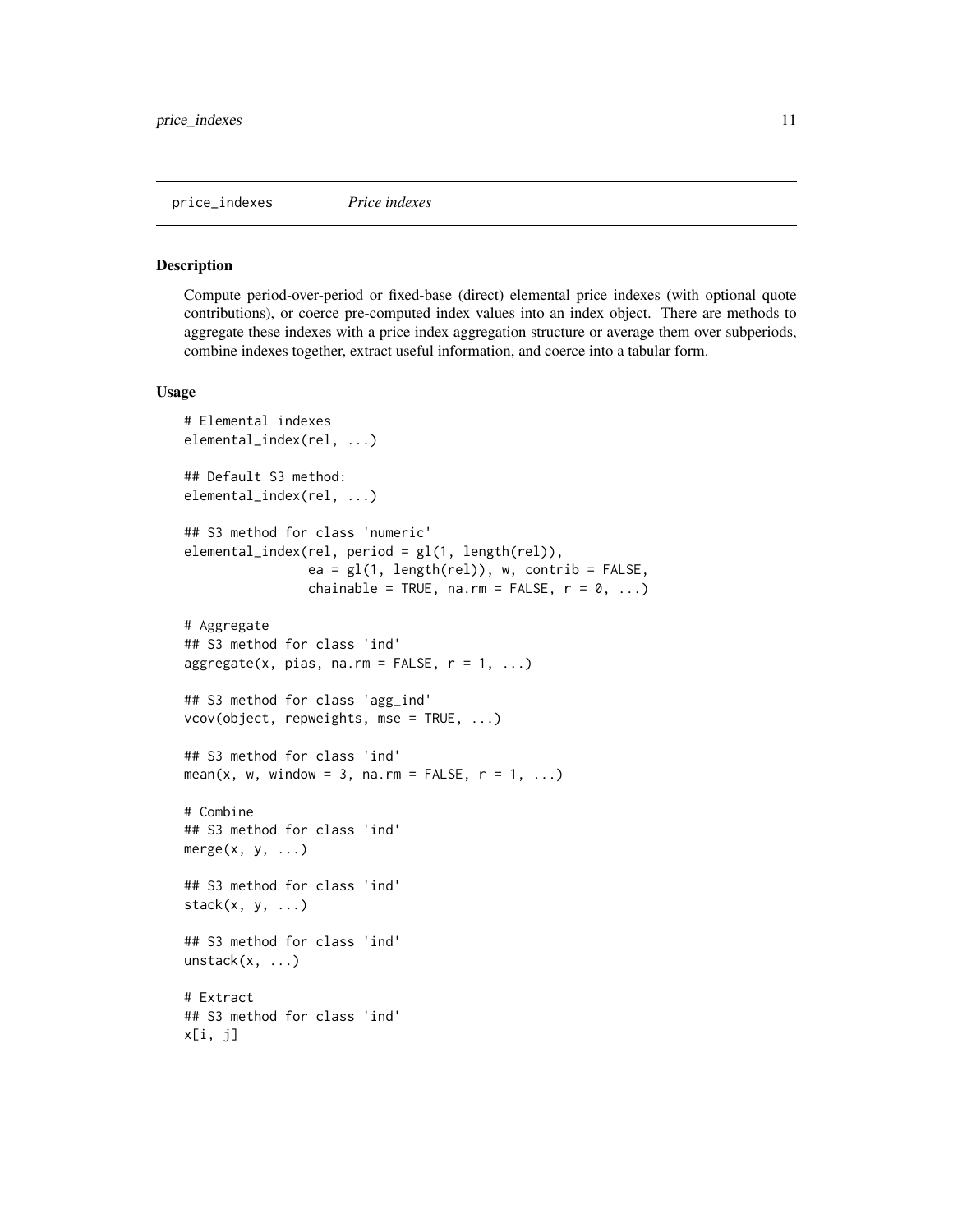price_indexes    *Price indexes*

## Description

Compute period-over-period or fixed-base (direct) elemental price indexes (with optional quote contributions), or coerce pre-computed index values into an index object. There are methods to aggregate these indexes with a price index aggregation structure or average them over subperiods, combine indexes together, extract useful information, and coerce into a tabular form.

## Usage

```
# Elemental indexes
elemental_index(rel, ...)

## Default S3 method:
elemental_index(rel, ...)

## S3 method for class 'numeric'
elemental_index(rel, period = gl(1, length(rel)),
                ea = gl(1, length(rel)), w, contrib = FALSE,
                chainable = TRUE, na.rm = FALSE, r = 0, ...)

# Aggregate
## S3 method for class 'ind'
aggregate(x, pias, na.rm = FALSE, r = 1, ...)

## S3 method for class 'agg_ind'
vcov(object, repweights, mse = TRUE, ...)

## S3 method for class 'ind'
mean(x, w, window = 3, na.rm = FALSE, r = 1, ...)

# Combine
## S3 method for class 'ind'
merge(x, y, ...)

## S3 method for class 'ind'
stack(x, y, ...)

## S3 method for class 'ind'
unstack(x, ...)

# Extract
## S3 method for class 'ind'
x[i, j]
```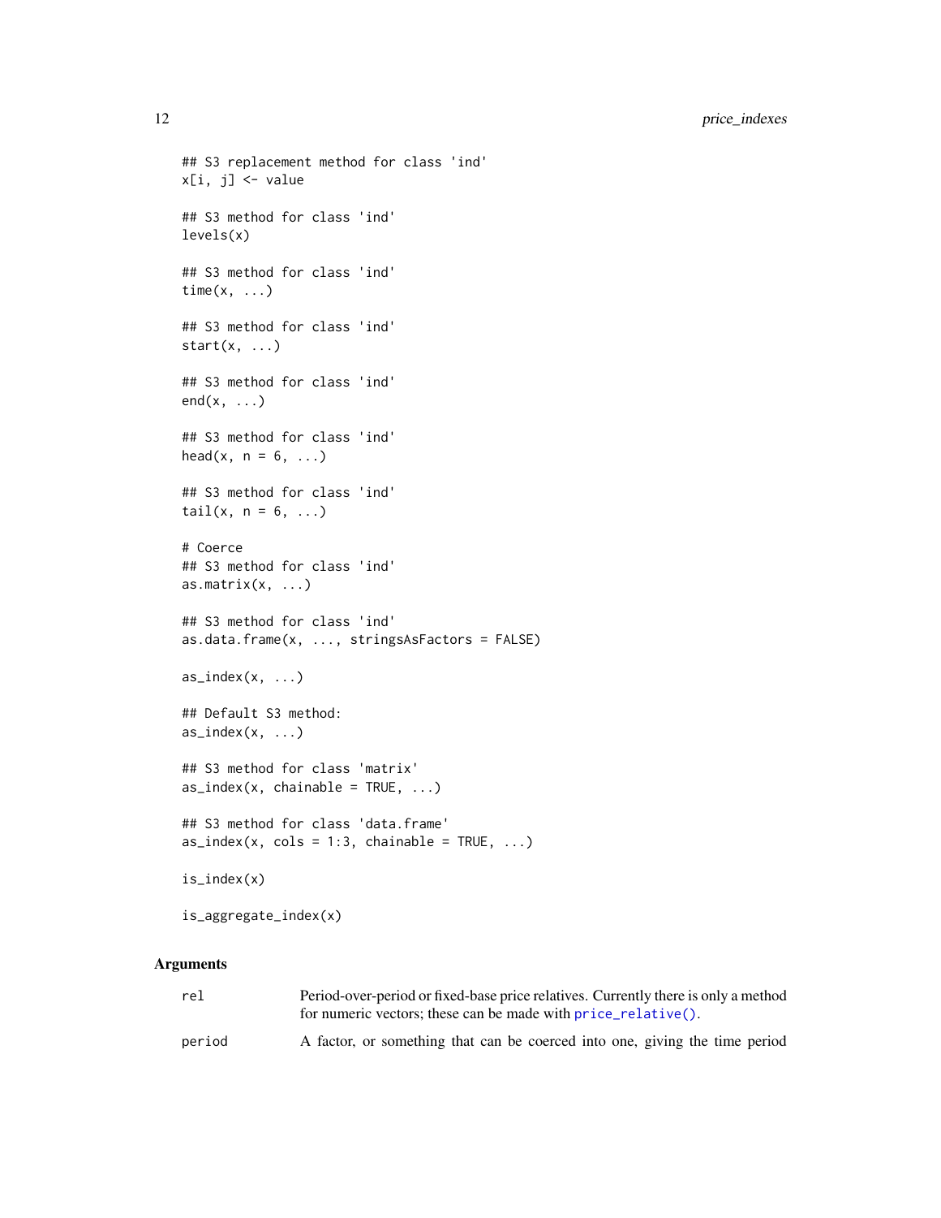```
## S3 replacement method for class 'ind'
x[i, j] <- value

## S3 method for class 'ind'
levels(x)

## S3 method for class 'ind'
time(x, ...)

## S3 method for class 'ind'
start(x, ...)

## S3 method for class 'ind'
end(x, ...)

## S3 method for class 'ind'
head(x, n = 6, ...)

## S3 method for class 'ind'
tail(x, n = 6, ...)

# Coerce
## S3 method for class 'ind'
as.matrix(x, ...)

## S3 method for class 'ind'
as.data.frame(x, ..., stringsAsFactors = FALSE)

as_index(x, ...)

## Default S3 method:
as_index(x, ...)

## S3 method for class 'matrix'
as_index(x, chainable = TRUE, ...)

## S3 method for class 'data.frame'
as_index(x, cols = 1:3, chainable = TRUE, ...)

is_index(x)

is_aggregate_index(x)
```

### Arguments

| | |
|---|---|
| `rel` | Period-over-period or fixed-base price relatives. Currently there is only a method for numeric vectors; these can be made with `price_relative()`. |
| `period` | A factor, or something that can be coerced into one, giving the time period |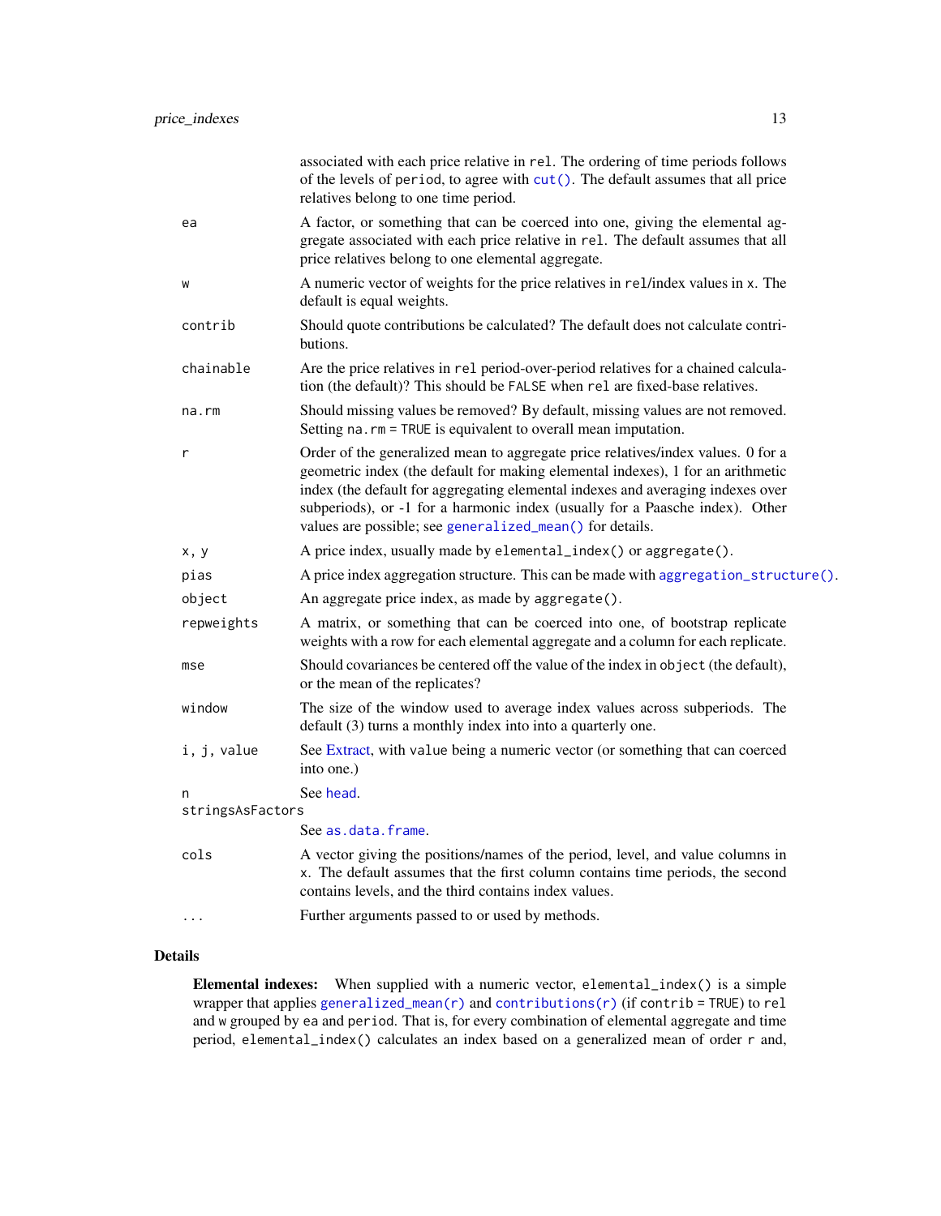| | |
|---|---|
| | associated with each price relative in `rel`. The ordering of time periods follows of the levels of `period`, to agree with `cut()`. The default assumes that all price relatives belong to one time period. |
| `ea` | A factor, or something that can be coerced into one, giving the elemental aggregate associated with each price relative in `rel`. The default assumes that all price relatives belong to one elemental aggregate. |
| `w` | A numeric vector of weights for the price relatives in `rel`/index values in `x`. The default is equal weights. |
| `contrib` | Should quote contributions be calculated? The default does not calculate contributions. |
| `chainable` | Are the price relatives in `rel` period-over-period relatives for a chained calculation (the default)? This should be `FALSE` when `rel` are fixed-base relatives. |
| `na.rm` | Should missing values be removed? By default, missing values are not removed. Setting `na.rm = TRUE` is equivalent to overall mean imputation. |
| `r` | Order of the generalized mean to aggregate price relatives/index values. 0 for a geometric index (the default for making elemental indexes), 1 for an arithmetic index (the default for aggregating elemental indexes and averaging indexes over subperiods), or -1 for a harmonic index (usually for a Paasche index). Other values are possible; see `generalized_mean()` for details. |
| `x, y` | A price index, usually made by `elemental_index()` or `aggregate()`. |
| `pias` | A price index aggregation structure. This can be made with `aggregation_structure()`. |
| `object` | An aggregate price index, as made by `aggregate()`. |
| `repweights` | A matrix, or something that can be coerced into one, of bootstrap replicate weights with a row for each elemental aggregate and a column for each replicate. |
| `mse` | Should covariances be centered off the value of the index in `object` (the default), or the mean of the replicates? |
| `window` | The size of the window used to average index values across subperiods. The default (3) turns a monthly index into into a quarterly one. |
| `i, j, value` | See Extract, with `value` being a numeric vector (or something that can coerced into one.) |
| `n` | See head. |
| `stringsAsFactors` | See `as.data.frame`. |
| `cols` | A vector giving the positions/names of the period, level, and value columns in `x`. The default assumes that the first column contains time periods, the second contains levels, and the third contains index values. |
| `...` | Further arguments passed to or used by methods. |

## Details

**Elemental indexes:** When supplied with a numeric vector, `elemental_index()` is a simple wrapper that applies `generalized_mean(r)` and `contributions(r)` (if `contrib = TRUE`) to `rel` and `w` grouped by `ea` and `period`. That is, for every combination of elemental aggregate and time period, `elemental_index()` calculates an index based on a generalized mean of order `r` and,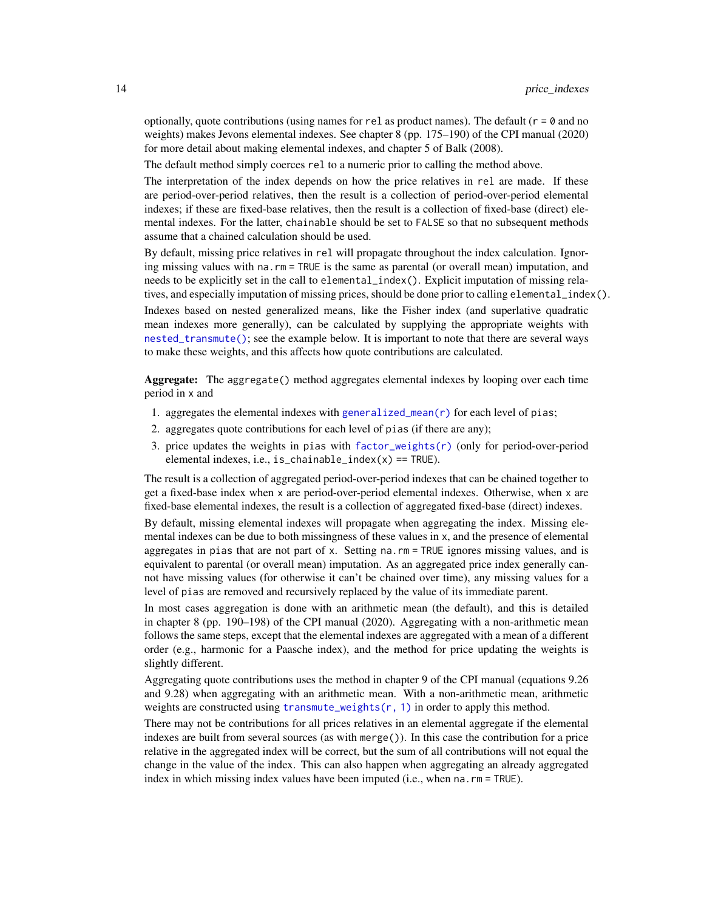optionally, quote contributions (using names for `rel` as product names). The default (`r = 0` and no weights) makes Jevons elemental indexes. See chapter 8 (pp. 175–190) of the CPI manual (2020) for more detail about making elemental indexes, and chapter 5 of Balk (2008).

The default method simply coerces `rel` to a numeric prior to calling the method above.

The interpretation of the index depends on how the price relatives in `rel` are made. If these are period-over-period relatives, then the result is a collection of period-over-period elemental indexes; if these are fixed-base relatives, then the result is a collection of fixed-base (direct) elemental indexes. For the latter, `chainable` should be set to `FALSE` so that no subsequent methods assume that a chained calculation should be used.

By default, missing price relatives in `rel` will propagate throughout the index calculation. Ignoring missing values with `na.rm = TRUE` is the same as parental (or overall mean) imputation, and needs to be explicitly set in the call to `elemental_index()`. Explicit imputation of missing relatives, and especially imputation of missing prices, should be done prior to calling `elemental_index()`.

Indexes based on nested generalized means, like the Fisher index (and superlative quadratic mean indexes more generally), can be calculated by supplying the appropriate weights with `nested_transmute()`; see the example below. It is important to note that there are several ways to make these weights, and this affects how quote contributions are calculated.

**Aggregate:** The `aggregate()` method aggregates elemental indexes by looping over each time period in `x` and

1. aggregates the elemental indexes with `generalized_mean(r)` for each level of `pias`;
2. aggregates quote contributions for each level of `pias` (if there are any);
3. price updates the weights in `pias` with `factor_weights(r)` (only for period-over-period elemental indexes, i.e., `is_chainable_index(x) == TRUE`).

The result is a collection of aggregated period-over-period indexes that can be chained together to get a fixed-base index when `x` are period-over-period elemental indexes. Otherwise, when `x` are fixed-base elemental indexes, the result is a collection of aggregated fixed-base (direct) indexes.

By default, missing elemental indexes will propagate when aggregating the index. Missing elemental indexes can be due to both missingness of these values in `x`, and the presence of elemental aggregates in `pias` that are not part of `x`. Setting `na.rm = TRUE` ignores missing values, and is equivalent to parental (or overall mean) imputation. As an aggregated price index generally cannot have missing values (for otherwise it can't be chained over time), any missing values for a level of `pias` are removed and recursively replaced by the value of its immediate parent.

In most cases aggregation is done with an arithmetic mean (the default), and this is detailed in chapter 8 (pp. 190–198) of the CPI manual (2020). Aggregating with a non-arithmetic mean follows the same steps, except that the elemental indexes are aggregated with a mean of a different order (e.g., harmonic for a Paasche index), and the method for price updating the weights is slightly different.

Aggregating quote contributions uses the method in chapter 9 of the CPI manual (equations 9.26 and 9.28) when aggregating with an arithmetic mean. With a non-arithmetic mean, arithmetic weights are constructed using `transmute_weights(r, 1)` in order to apply this method.

There may not be contributions for all prices relatives in an elemental aggregate if the elemental indexes are built from several sources (as with `merge()`). In this case the contribution for a price relative in the aggregated index will be correct, but the sum of all contributions will not equal the change in the value of the index. This can also happen when aggregating an already aggregated index in which missing index values have been imputed (i.e., when `na.rm = TRUE`).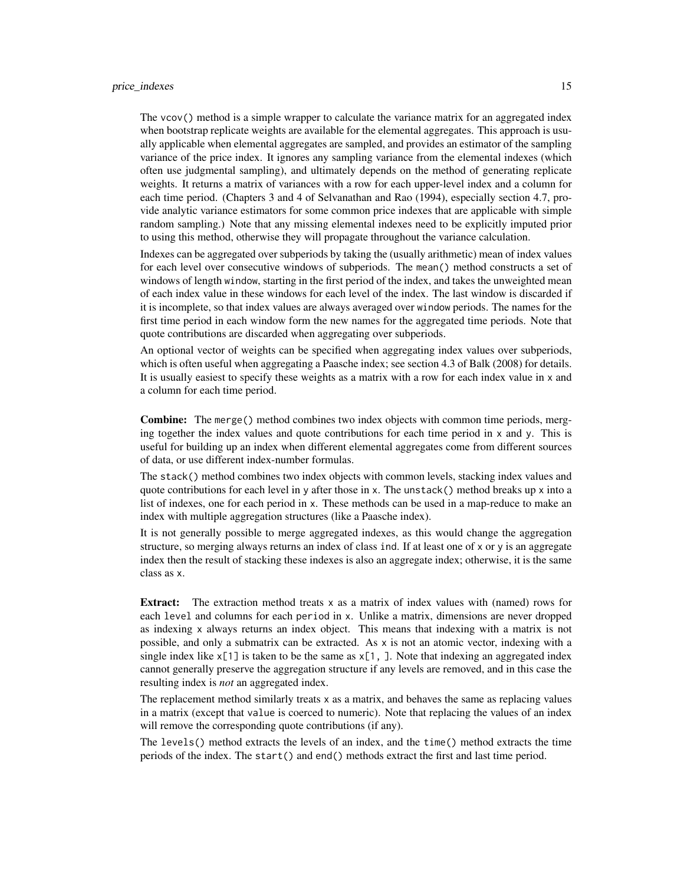The `vcov()` method is a simple wrapper to calculate the variance matrix for an aggregated index when bootstrap replicate weights are available for the elemental aggregates. This approach is usually applicable when elemental aggregates are sampled, and provides an estimator of the sampling variance of the price index. It ignores any sampling variance from the elemental indexes (which often use judgmental sampling), and ultimately depends on the method of generating replicate weights. It returns a matrix of variances with a row for each upper-level index and a column for each time period. (Chapters 3 and 4 of Selvanathan and Rao (1994), especially section 4.7, provide analytic variance estimators for some common price indexes that are applicable with simple random sampling.) Note that any missing elemental indexes need to be explicitly imputed prior to using this method, otherwise they will propagate throughout the variance calculation.

Indexes can be aggregated over subperiods by taking the (usually arithmetic) mean of index values for each level over consecutive windows of subperiods. The `mean()` method constructs a set of windows of length `window`, starting in the first period of the index, and takes the unweighted mean of each index value in these windows for each level of the index. The last window is discarded if it is incomplete, so that index values are always averaged over `window` periods. The names for the first time period in each window form the new names for the aggregated time periods. Note that quote contributions are discarded when aggregating over subperiods.

An optional vector of weights can be specified when aggregating index values over subperiods, which is often useful when aggregating a Paasche index; see section 4.3 of Balk (2008) for details. It is usually easiest to specify these weights as a matrix with a row for each index value in `x` and a column for each time period.

**Combine:** The `merge()` method combines two index objects with common time periods, merging together the index values and quote contributions for each time period in `x` and `y`. This is useful for building up an index when different elemental aggregates come from different sources of data, or use different index-number formulas.

The `stack()` method combines two index objects with common levels, stacking index values and quote contributions for each level in `y` after those in `x`. The `unstack()` method breaks up `x` into a list of indexes, one for each period in `x`. These methods can be used in a map-reduce to make an index with multiple aggregation structures (like a Paasche index).

It is not generally possible to merge aggregated indexes, as this would change the aggregation structure, so merging always returns an index of class `ind`. If at least one of `x` or `y` is an aggregate index then the result of stacking these indexes is also an aggregate index; otherwise, it is the same class as `x`.

**Extract:** The extraction method treats `x` as a matrix of index values with (named) rows for each `level` and columns for each `period` in `x`. Unlike a matrix, dimensions are never dropped as indexing `x` always returns an index object. This means that indexing with a matrix is not possible, and only a submatrix can be extracted. As `x` is not an atomic vector, indexing with a single index like `x[1]` is taken to be the same as `x[1, ]`. Note that indexing an aggregated index cannot generally preserve the aggregation structure if any levels are removed, and in this case the resulting index is *not* an aggregated index.

The replacement method similarly treats `x` as a matrix, and behaves the same as replacing values in a matrix (except that `value` is coerced to numeric). Note that replacing the values of an index will remove the corresponding quote contributions (if any).

The `levels()` method extracts the levels of an index, and the `time()` method extracts the time periods of the index. The `start()` and `end()` methods extract the first and last time period.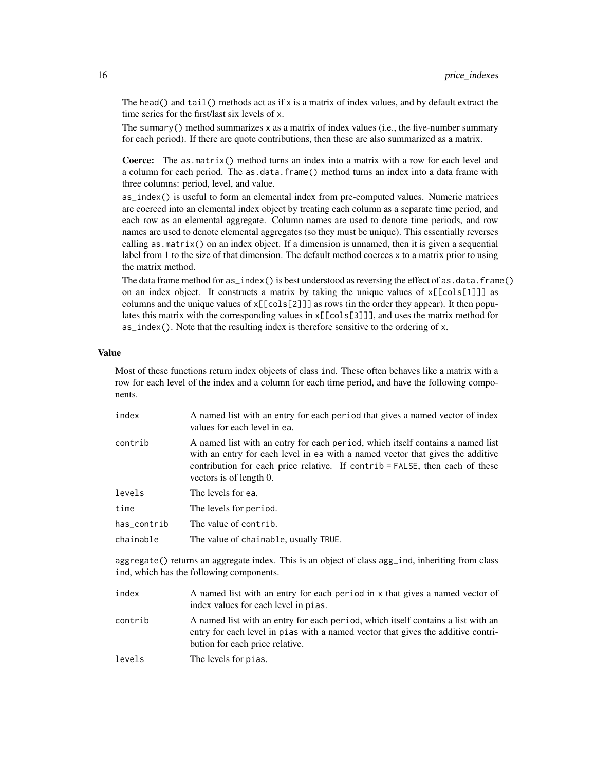The head() and tail() methods act as if x is a matrix of index values, and by default extract the time series for the first/last six levels of x.

The summary() method summarizes x as a matrix of index values (i.e., the five-number summary for each period). If there are quote contributions, then these are also summarized as a matrix.

**Coerce:** The as.matrix() method turns an index into a matrix with a row for each level and a column for each period. The as.data.frame() method turns an index into a data frame with three columns: period, level, and value.

as_index() is useful to form an elemental index from pre-computed values. Numeric matrices are coerced into an elemental index object by treating each column as a separate time period, and each row as an elemental aggregate. Column names are used to denote time periods, and row names are used to denote elemental aggregates (so they must be unique). This essentially reverses calling as.matrix() on an index object. If a dimension is unnamed, then it is given a sequential label from 1 to the size of that dimension. The default method coerces x to a matrix prior to using the matrix method.

The data frame method for as_index() is best understood as reversing the effect of as.data.frame() on an index object. It constructs a matrix by taking the unique values of x[[cols[1]]] as columns and the unique values of x[[cols[2]]] as rows (in the order they appear). It then populates this matrix with the corresponding values in x[[cols[3]]], and uses the matrix method for as_index(). Note that the resulting index is therefore sensitive to the ordering of x.

## Value

Most of these functions return index objects of class ind. These often behaves like a matrix with a row for each level of the index and a column for each time period, and have the following components.

| | |
|---|---|
| index | A named list with an entry for each period that gives a named vector of index values for each level in ea. |
| contrib | A named list with an entry for each period, which itself contains a named list with an entry for each level in ea with a named vector that gives the additive contribution for each price relative. If contrib = FALSE, then each of these vectors is of length 0. |
| levels | The levels for ea. |
| time | The levels for period. |
| has_contrib | The value of contrib. |
| chainable | The value of chainable, usually TRUE. |

aggregate() returns an aggregate index. This is an object of class agg_ind, inheriting from class ind, which has the following components.

| | |
|---|---|
| index | A named list with an entry for each period in x that gives a named vector of index values for each level in pias. |
| contrib | A named list with an entry for each period, which itself contains a list with an entry for each level in pias with a named vector that gives the additive contribution for each price relative. |
| levels | The levels for pias. |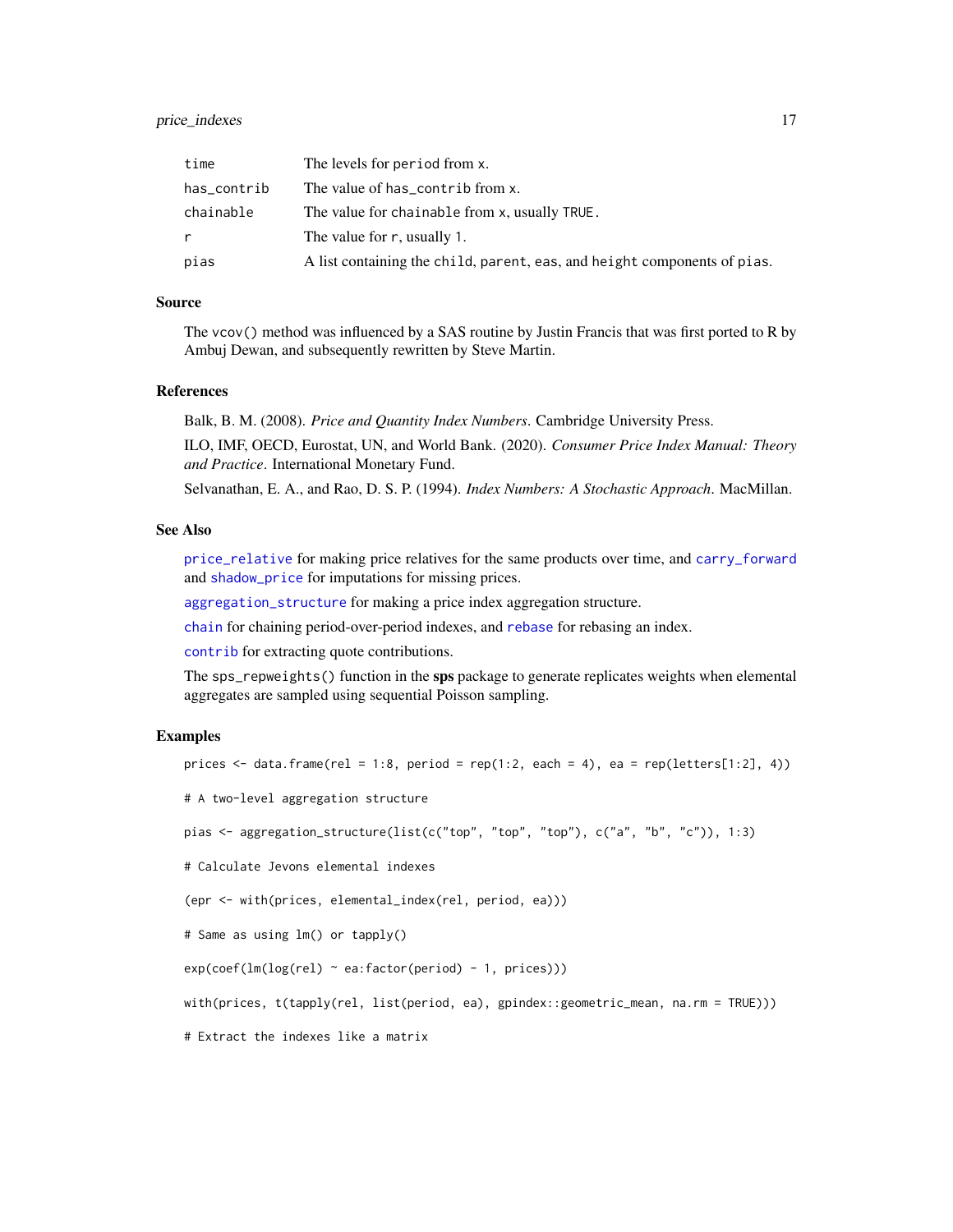| | |
|---|---|
| `time` | The levels for `period` from `x`. |
| `has_contrib` | The value of `has_contrib` from `x`. |
| `chainable` | The value for `chainable` from `x`, usually `TRUE`. |
| `r` | The value for `r`, usually `1`. |
| `pias` | A list containing the `child`, `parent`, `eas`, and `height` components of `pias`. |

## Source

The `vcov()` method was influenced by a SAS routine by Justin Francis that was first ported to R by Ambuj Dewan, and subsequently rewritten by Steve Martin.

## References

Balk, B. M. (2008). *Price and Quantity Index Numbers*. Cambridge University Press.

ILO, IMF, OECD, Eurostat, UN, and World Bank. (2020). *Consumer Price Index Manual: Theory and Practice*. International Monetary Fund.

Selvanathan, E. A., and Rao, D. S. P. (1994). *Index Numbers: A Stochastic Approach*. MacMillan.

## See Also

`price_relative` for making price relatives for the same products over time, and `carry_forward` and `shadow_price` for imputations for missing prices.

`aggregation_structure` for making a price index aggregation structure.

`chain` for chaining period-over-period indexes, and `rebase` for rebasing an index.

`contrib` for extracting quote contributions.

The `sps_repweights()` function in the **sps** package to generate replicates weights when elemental aggregates are sampled using sequential Poisson sampling.

## Examples

```
prices <- data.frame(rel = 1:8, period = rep(1:2, each = 4), ea = rep(letters[1:2], 4))

# A two-level aggregation structure

pias <- aggregation_structure(list(c("top", "top", "top"), c("a", "b", "c")), 1:3)

# Calculate Jevons elemental indexes

(epr <- with(prices, elemental_index(rel, period, ea)))

# Same as using lm() or tapply()

exp(coef(lm(log(rel) ~ ea:factor(period) - 1, prices)))

with(prices, t(tapply(rel, list(period, ea), gpindex::geometric_mean, na.rm = TRUE)))

# Extract the indexes like a matrix
```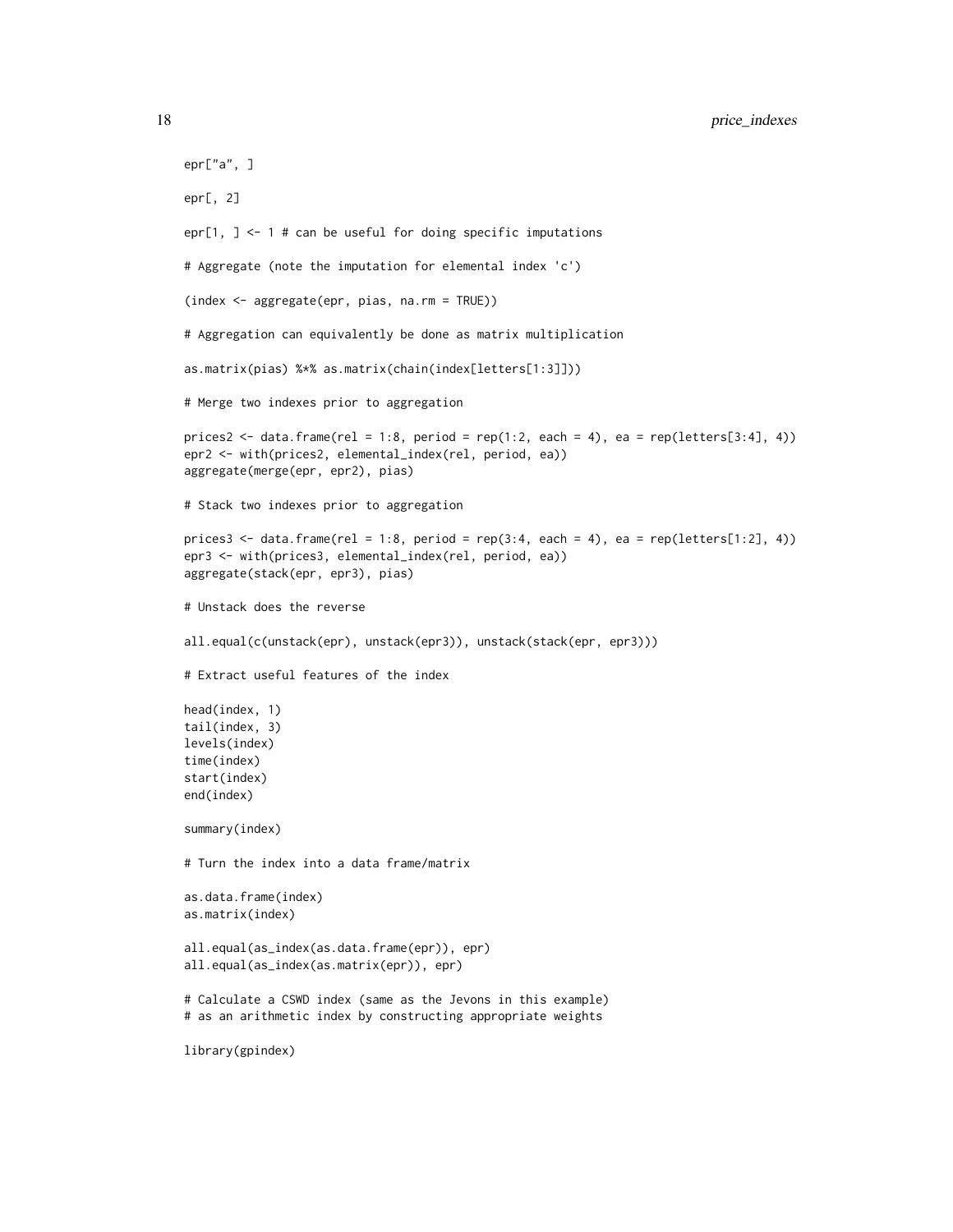```
epr["a", ]

epr[, 2]

epr[1, ] <- 1 # can be useful for doing specific imputations

# Aggregate (note the imputation for elemental index 'c')

(index <- aggregate(epr, pias, na.rm = TRUE))

# Aggregation can equivalently be done as matrix multiplication

as.matrix(pias) %*% as.matrix(chain(index[letters[1:3]]))

# Merge two indexes prior to aggregation

prices2 <- data.frame(rel = 1:8, period = rep(1:2, each = 4), ea = rep(letters[3:4], 4))
epr2 <- with(prices2, elemental_index(rel, period, ea))
aggregate(merge(epr, epr2), pias)

# Stack two indexes prior to aggregation

prices3 <- data.frame(rel = 1:8, period = rep(3:4, each = 4), ea = rep(letters[1:2], 4))
epr3 <- with(prices3, elemental_index(rel, period, ea))
aggregate(stack(epr, epr3), pias)

# Unstack does the reverse

all.equal(c(unstack(epr), unstack(epr3)), unstack(stack(epr, epr3)))

# Extract useful features of the index

head(index, 1)
tail(index, 3)
levels(index)
time(index)
start(index)
end(index)

summary(index)

# Turn the index into a data frame/matrix

as.data.frame(index)
as.matrix(index)

all.equal(as_index(as.data.frame(epr)), epr)
all.equal(as_index(as.matrix(epr)), epr)

# Calculate a CSWD index (same as the Jevons in this example)
# as an arithmetic index by constructing appropriate weights

library(gpindex)
```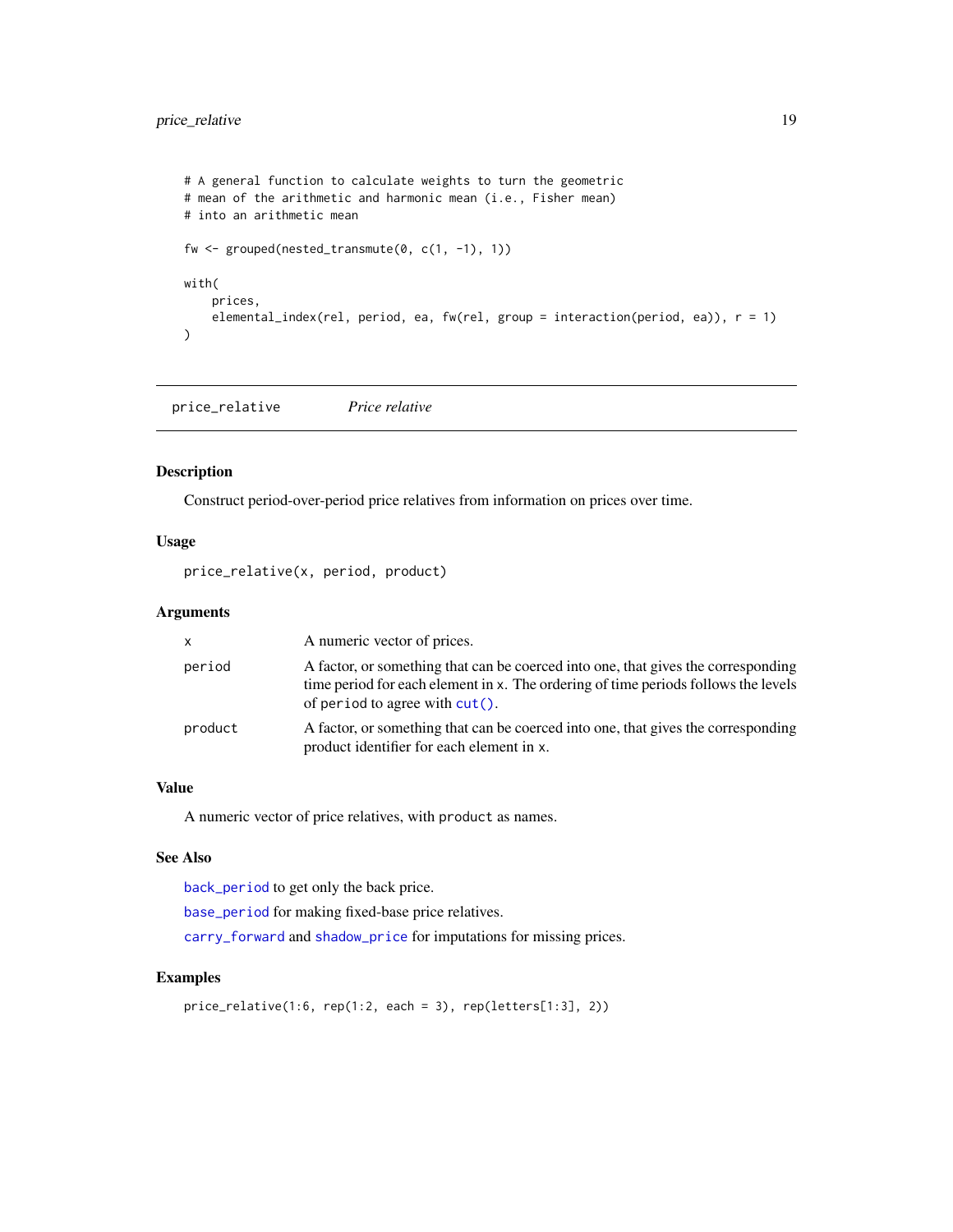```
# A general function to calculate weights to turn the geometric
# mean of the arithmetic and harmonic mean (i.e., Fisher mean)
# into an arithmetic mean

fw <- grouped(nested_transmute(0, c(1, -1), 1))

with(
    prices,
    elemental_index(rel, period, ea, fw(rel, group = interaction(period, ea)), r = 1)
)
```

## price_relative — *Price relative*

### Description

Construct period-over-period price relatives from information on prices over time.

### Usage

```
price_relative(x, period, product)
```

### Arguments

| | |
|---|---|
| x | A numeric vector of prices. |
| period | A factor, or something that can be coerced into one, that gives the corresponding time period for each element in x. The ordering of time periods follows the levels of period to agree with cut(). |
| product | A factor, or something that can be coerced into one, that gives the corresponding product identifier for each element in x. |

### Value

A numeric vector of price relatives, with product as names.

### See Also

back_period to get only the back price.

base_period for making fixed-base price relatives.

carry_forward and shadow_price for imputations for missing prices.

### Examples

```
price_relative(1:6, rep(1:2, each = 3), rep(letters[1:3], 2))
```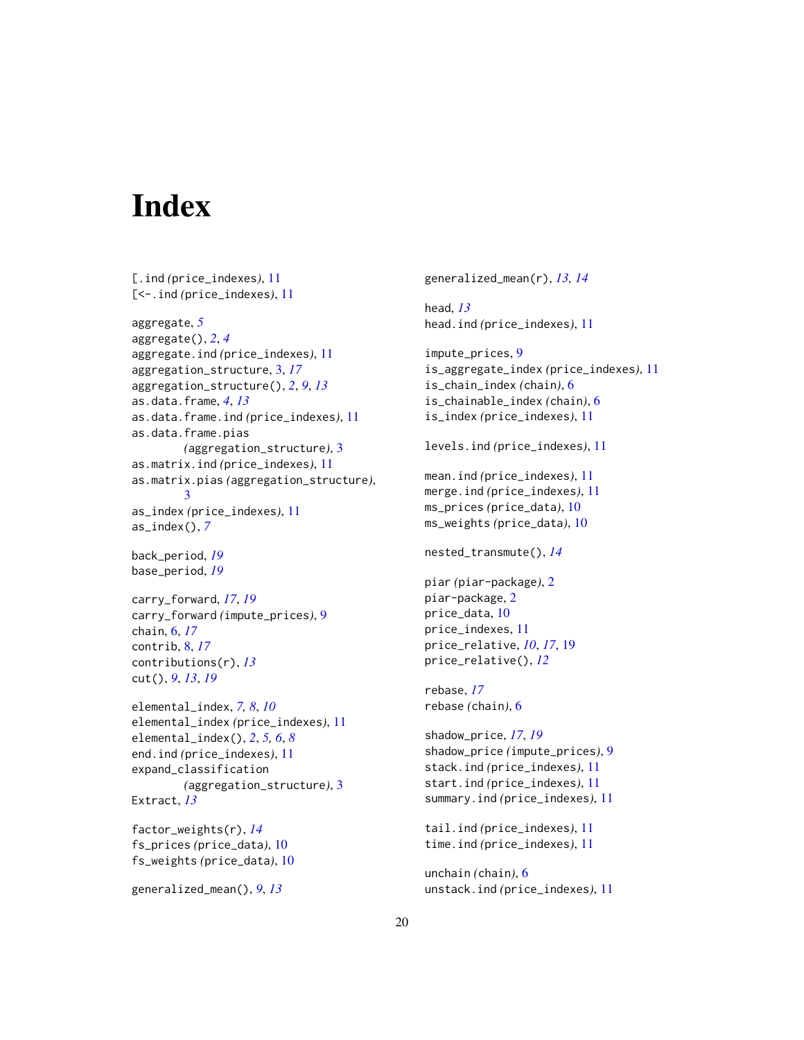# Index

[.ind *(price_indexes)*, 11
[<-.ind *(price_indexes)*, 11

aggregate, *5*
aggregate(), *2*, *4*
aggregate.ind *(price_indexes)*, 11
aggregation_structure, 3, *17*
aggregation_structure(), *2*, *9*, *13*
as.data.frame, *4*, *13*
as.data.frame.ind *(price_indexes)*, 11
as.data.frame.pias *(aggregation_structure)*, 3
as.matrix.ind *(price_indexes)*, 11
as.matrix.pias *(aggregation_structure)*, 3
as_index *(price_indexes)*, 11
as_index(), *7*

back_period, *19*
base_period, *19*

carry_forward, *17*, *19*
carry_forward *(impute_prices)*, 9
chain, 6, *17*
contrib, 8, *17*
contributions(r), *13*
cut(), *9*, *13*, *19*

elemental_index, *7*, *8*, *10*
elemental_index *(price_indexes)*, 11
elemental_index(), *2*, *5*, *6*, *8*
end.ind *(price_indexes)*, 11
expand_classification *(aggregation_structure)*, 3
Extract, *13*

factor_weights(r), *14*
fs_prices *(price_data)*, 10
fs_weights *(price_data)*, 10

generalized_mean(), *9*, *13*
generalized_mean(r), *13*, *14*

head, *13*
head.ind *(price_indexes)*, 11

impute_prices, 9
is_aggregate_index *(price_indexes)*, 11
is_chain_index *(chain)*, 6
is_chainable_index *(chain)*, 6
is_index *(price_indexes)*, 11

levels.ind *(price_indexes)*, 11

mean.ind *(price_indexes)*, 11
merge.ind *(price_indexes)*, 11
ms_prices *(price_data)*, 10
ms_weights *(price_data)*, 10

nested_transmute(), *14*

piar *(piar-package)*, 2
piar-package, 2
price_data, 10
price_indexes, 11
price_relative, *10*, *17*, 19
price_relative(), *12*

rebase, *17*
rebase *(chain)*, 6

shadow_price, *17*, *19*
shadow_price *(impute_prices)*, 9
stack.ind *(price_indexes)*, 11
start.ind *(price_indexes)*, 11
summary.ind *(price_indexes)*, 11

tail.ind *(price_indexes)*, 11
time.ind *(price_indexes)*, 11

unchain *(chain)*, 6
unstack.ind *(price_indexes)*, 11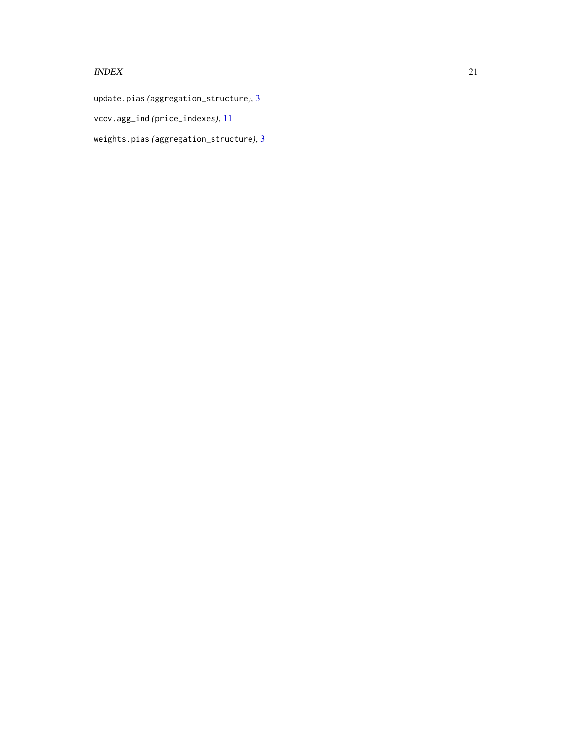update.pias *(aggregation_structure)*, 3

vcov.agg_ind *(price_indexes)*, 11

weights.pias *(aggregation_structure)*, 3